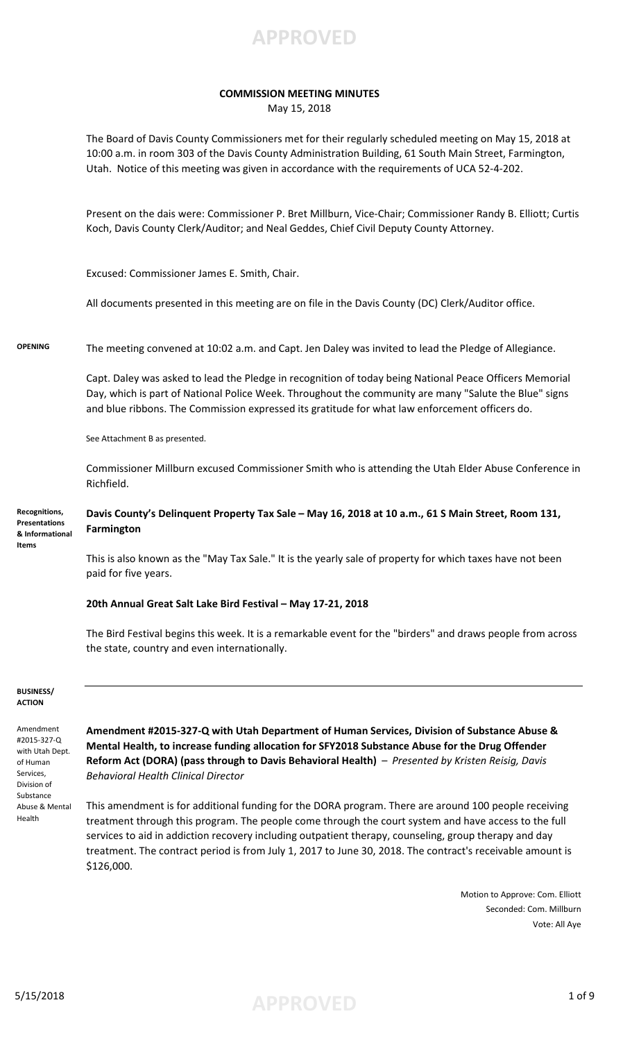APPROVED

**COMMISSION MEETING MINUTES**
May 15, 2018

The Board of Davis County Commissioners met for their regularly scheduled meeting on May 15, 2018 at 10:00 a.m. in room 303 of the Davis County Administration Building, 61 South Main Street, Farmington, Utah. Notice of this meeting was given in accordance with the requirements of UCA 52-4-202.

Present on the dais were: Commissioner P. Bret Millburn, Vice-Chair; Commissioner Randy B. Elliott; Curtis Koch, Davis County Clerk/Auditor; and Neal Geddes, Chief Civil Deputy County Attorney.

Excused: Commissioner James E. Smith, Chair.

All documents presented in this meeting are on file in the Davis County (DC) Clerk/Auditor office.

**OPENING**

The meeting convened at 10:02 a.m. and Capt. Jen Daley was invited to lead the Pledge of Allegiance.

Capt. Daley was asked to lead the Pledge in recognition of today being National Peace Officers Memorial Day, which is part of National Police Week. Throughout the community are many "Salute the Blue" signs and blue ribbons. The Commission expressed its gratitude for what law enforcement officers do.

See Attachment B as presented.

Commissioner Millburn excused Commissioner Smith who is attending the Utah Elder Abuse Conference in Richfield.

**Recognitions, Presentations & Informational Items**

**Davis County's Delinquent Property Tax Sale – May 16, 2018 at 10 a.m., 61 S Main Street, Room 131, Farmington**

This is also known as the "May Tax Sale." It is the yearly sale of property for which taxes have not been paid for five years.

**20th Annual Great Salt Lake Bird Festival – May 17-21, 2018**

The Bird Festival begins this week. It is a remarkable event for the "birders" and draws people from across the state, country and even internationally.

**BUSINESS/ ACTION**

Amendment #2015-327-Q with Utah Dept. of Human Services, Division of Substance Abuse & Mental Health

**Amendment #2015-327-Q with Utah Department of Human Services, Division of Substance Abuse & Mental Health, to increase funding allocation for SFY2018 Substance Abuse for the Drug Offender Reform Act (DORA) (pass through to Davis Behavioral Health)** – *Presented by Kristen Reisig, Davis Behavioral Health Clinical Director*

This amendment is for additional funding for the DORA program. There are around 100 people receiving treatment through this program. The people come through the court system and have access to the full services to aid in addiction recovery including outpatient therapy, counseling, group therapy and day treatment. The contract period is from July 1, 2017 to June 30, 2018. The contract's receivable amount is $126,000.

Motion to Approve: Com. Elliott
Seconded: Com. Millburn
Vote: All Aye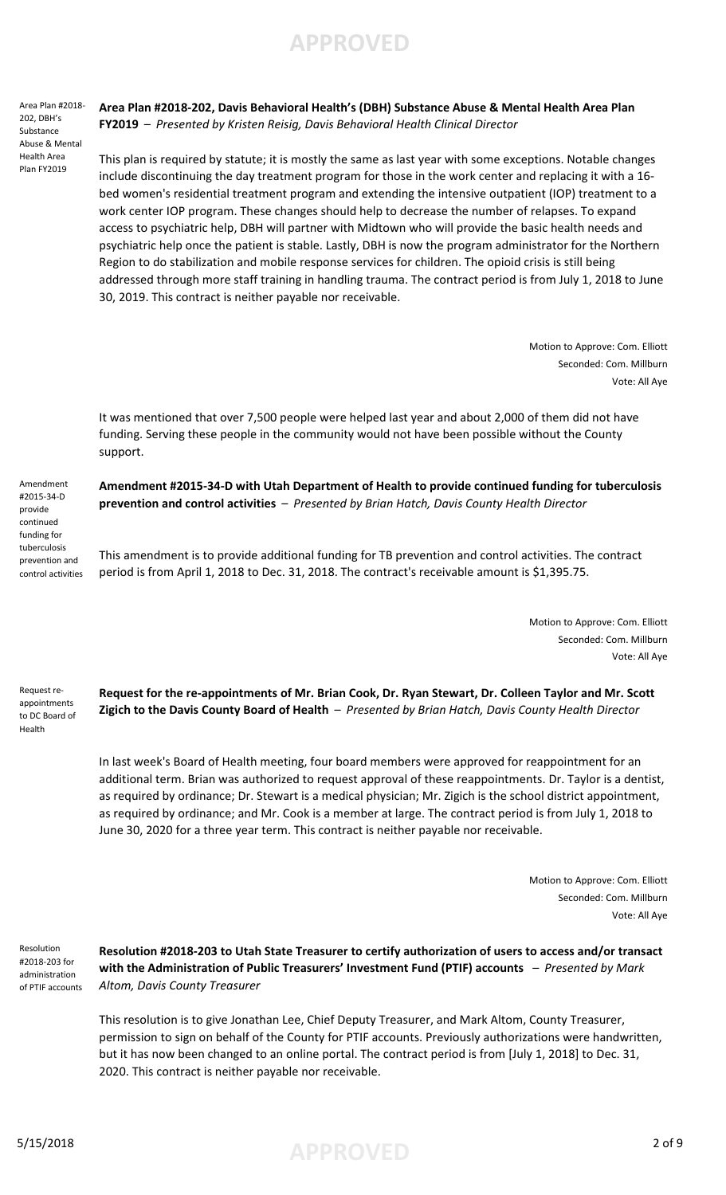Area Plan #2018-202, DBH's Substance Abuse & Mental Health Area Plan FY2019

**Area Plan #2018-202, Davis Behavioral Health's (DBH) Substance Abuse & Mental Health Area Plan FY2019** – *Presented by Kristen Reisig, Davis Behavioral Health Clinical Director*

This plan is required by statute; it is mostly the same as last year with some exceptions. Notable changes include discontinuing the day treatment program for those in the work center and replacing it with a 16-bed women's residential treatment program and extending the intensive outpatient (IOP) treatment to a work center IOP program. These changes should help to decrease the number of relapses. To expand access to psychiatric help, DBH will partner with Midtown who will provide the basic health needs and psychiatric help once the patient is stable. Lastly, DBH is now the program administrator for the Northern Region to do stabilization and mobile response services for children. The opioid crisis is still being addressed through more staff training in handling trauma. The contract period is from July 1, 2018 to June 30, 2019. This contract is neither payable nor receivable.

Motion to Approve: Com. Elliott
Seconded: Com. Millburn
Vote: All Aye

It was mentioned that over 7,500 people were helped last year and about 2,000 of them did not have funding. Serving these people in the community would not have been possible without the County support.

Amendment #2015-34-D provide continued funding for tuberculosis prevention and control activities

**Amendment #2015-34-D with Utah Department of Health to provide continued funding for tuberculosis prevention and control activities** – *Presented by Brian Hatch, Davis County Health Director*

This amendment is to provide additional funding for TB prevention and control activities. The contract period is from April 1, 2018 to Dec. 31, 2018. The contract's receivable amount is $1,395.75.

Motion to Approve: Com. Elliott
Seconded: Com. Millburn
Vote: All Aye

Request re-appointments to DC Board of Health

**Request for the re-appointments of Mr. Brian Cook, Dr. Ryan Stewart, Dr. Colleen Taylor and Mr. Scott Zigich to the Davis County Board of Health** – *Presented by Brian Hatch, Davis County Health Director*

In last week's Board of Health meeting, four board members were approved for reappointment for an additional term. Brian was authorized to request approval of these reappointments. Dr. Taylor is a dentist, as required by ordinance; Dr. Stewart is a medical physician; Mr. Zigich is the school district appointment, as required by ordinance; and Mr. Cook is a member at large. The contract period is from July 1, 2018 to June 30, 2020 for a three year term. This contract is neither payable nor receivable.

Motion to Approve: Com. Elliott
Seconded: Com. Millburn
Vote: All Aye

Resolution #2018-203 for administration of PTIF accounts

**Resolution #2018-203 to Utah State Treasurer to certify authorization of users to access and/or transact with the Administration of Public Treasurers' Investment Fund (PTIF) accounts** – *Presented by Mark Altom, Davis County Treasurer*

This resolution is to give Jonathan Lee, Chief Deputy Treasurer, and Mark Altom, County Treasurer, permission to sign on behalf of the County for PTIF accounts. Previously authorizations were handwritten, but it has now been changed to an online portal. The contract period is from [July 1, 2018] to Dec. 31, 2020. This contract is neither payable nor receivable.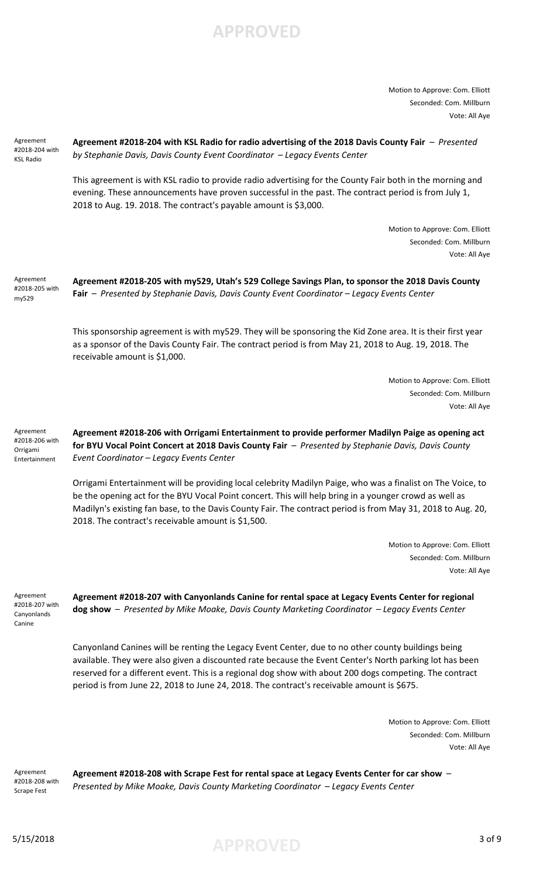Motion to Approve: Com. Elliott
Seconded: Com. Millburn
Vote: All Aye

Agreement #2018-204 with KSL Radio

**Agreement #2018-204 with KSL Radio for radio advertising of the 2018 Davis County Fair** – *Presented by Stephanie Davis, Davis County Event Coordinator – Legacy Events Center*

This agreement is with KSL radio to provide radio advertising for the County Fair both in the morning and evening. These announcements have proven successful in the past. The contract period is from July 1, 2018 to Aug. 19. 2018. The contract's payable amount is $3,000.

Motion to Approve: Com. Elliott
Seconded: Com. Millburn
Vote: All Aye

Agreement #2018-205 with my529

**Agreement #2018-205 with my529, Utah's 529 College Savings Plan, to sponsor the 2018 Davis County Fair** – *Presented by Stephanie Davis, Davis County Event Coordinator – Legacy Events Center*

This sponsorship agreement is with my529. They will be sponsoring the Kid Zone area. It is their first year as a sponsor of the Davis County Fair. The contract period is from May 21, 2018 to Aug. 19, 2018. The receivable amount is $1,000.

Motion to Approve: Com. Elliott
Seconded: Com. Millburn
Vote: All Aye

Agreement #2018-206 with Orrigami Entertainment

**Agreement #2018-206 with Orrigami Entertainment to provide performer Madilyn Paige as opening act for BYU Vocal Point Concert at 2018 Davis County Fair** – *Presented by Stephanie Davis, Davis County Event Coordinator – Legacy Events Center*

Orrigami Entertainment will be providing local celebrity Madilyn Paige, who was a finalist on The Voice, to be the opening act for the BYU Vocal Point concert. This will help bring in a younger crowd as well as Madilyn's existing fan base, to the Davis County Fair. The contract period is from May 31, 2018 to Aug. 20, 2018. The contract's receivable amount is $1,500.

Motion to Approve: Com. Elliott
Seconded: Com. Millburn
Vote: All Aye

Agreement #2018-207 with Canyonlands Canine

**Agreement #2018-207 with Canyonlands Canine for rental space at Legacy Events Center for regional dog show** – *Presented by Mike Moake, Davis County Marketing Coordinator – Legacy Events Center*

Canyonland Canines will be renting the Legacy Event Center, due to no other county buildings being available. They were also given a discounted rate because the Event Center's North parking lot has been reserved for a different event. This is a regional dog show with about 200 dogs competing. The contract period is from June 22, 2018 to June 24, 2018. The contract's receivable amount is $675.

Motion to Approve: Com. Elliott
Seconded: Com. Millburn
Vote: All Aye

Agreement #2018-208 with Scrape Fest

**Agreement #2018-208 with Scrape Fest for rental space at Legacy Events Center for car show** – *Presented by Mike Moake, Davis County Marketing Coordinator – Legacy Events Center*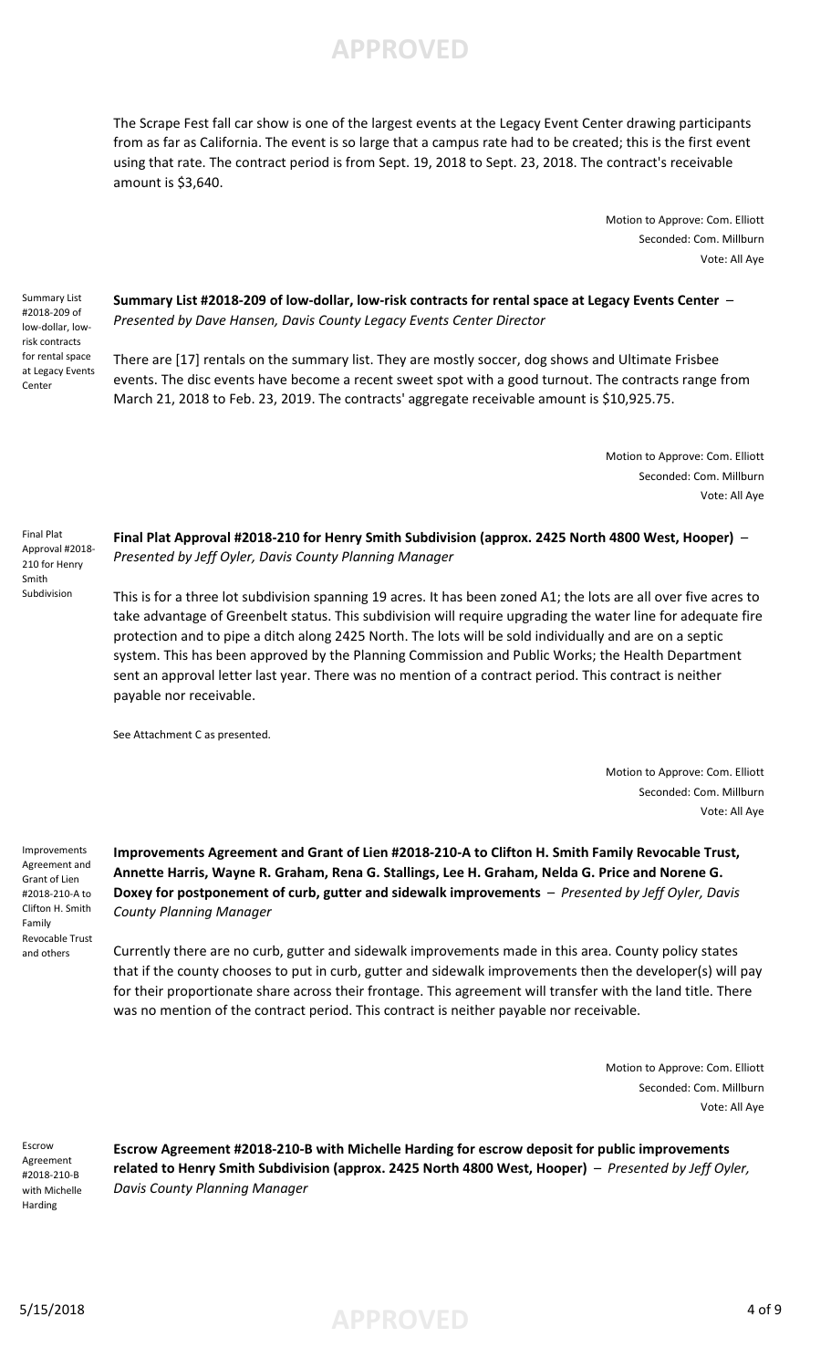The Scrape Fest fall car show is one of the largest events at the Legacy Event Center drawing participants from as far as California. The event is so large that a campus rate had to be created; this is the first event using that rate. The contract period is from Sept. 19, 2018 to Sept. 23, 2018. The contract's receivable amount is $3,640.

Motion to Approve: Com. Elliott
Seconded: Com. Millburn
Vote: All Aye

Summary List #2018-209 of low-dollar, low-risk contracts for rental space at Legacy Events Center

**Summary List #2018-209 of low-dollar, low-risk contracts for rental space at Legacy Events Center** – *Presented by Dave Hansen, Davis County Legacy Events Center Director*

There are [17] rentals on the summary list. They are mostly soccer, dog shows and Ultimate Frisbee events. The disc events have become a recent sweet spot with a good turnout. The contracts range from March 21, 2018 to Feb. 23, 2019. The contracts' aggregate receivable amount is $10,925.75.

Motion to Approve: Com. Elliott
Seconded: Com. Millburn
Vote: All Aye

Final Plat Approval #2018-210 for Henry Smith Subdivision

**Final Plat Approval #2018-210 for Henry Smith Subdivision (approx. 2425 North 4800 West, Hooper)** – *Presented by Jeff Oyler, Davis County Planning Manager*

This is for a three lot subdivision spanning 19 acres. It has been zoned A1; the lots are all over five acres to take advantage of Greenbelt status. This subdivision will require upgrading the water line for adequate fire protection and to pipe a ditch along 2425 North. The lots will be sold individually and are on a septic system. This has been approved by the Planning Commission and Public Works; the Health Department sent an approval letter last year. There was no mention of a contract period. This contract is neither payable nor receivable.

See Attachment C as presented.

Motion to Approve: Com. Elliott
Seconded: Com. Millburn
Vote: All Aye

Improvements Agreement and Grant of Lien #2018-210-A to Clifton H. Smith Family Revocable Trust and others

**Improvements Agreement and Grant of Lien #2018-210-A to Clifton H. Smith Family Revocable Trust, Annette Harris, Wayne R. Graham, Rena G. Stallings, Lee H. Graham, Nelda G. Price and Norene G. Doxey for postponement of curb, gutter and sidewalk improvements** – *Presented by Jeff Oyler, Davis County Planning Manager*

Currently there are no curb, gutter and sidewalk improvements made in this area. County policy states that if the county chooses to put in curb, gutter and sidewalk improvements then the developer(s) will pay for their proportionate share across their frontage. This agreement will transfer with the land title. There was no mention of the contract period. This contract is neither payable nor receivable.

Motion to Approve: Com. Elliott
Seconded: Com. Millburn
Vote: All Aye

Escrow Agreement #2018-210-B with Michelle Harding

**Escrow Agreement #2018-210-B with Michelle Harding for escrow deposit for public improvements related to Henry Smith Subdivision (approx. 2425 North 4800 West, Hooper)** – *Presented by Jeff Oyler, Davis County Planning Manager*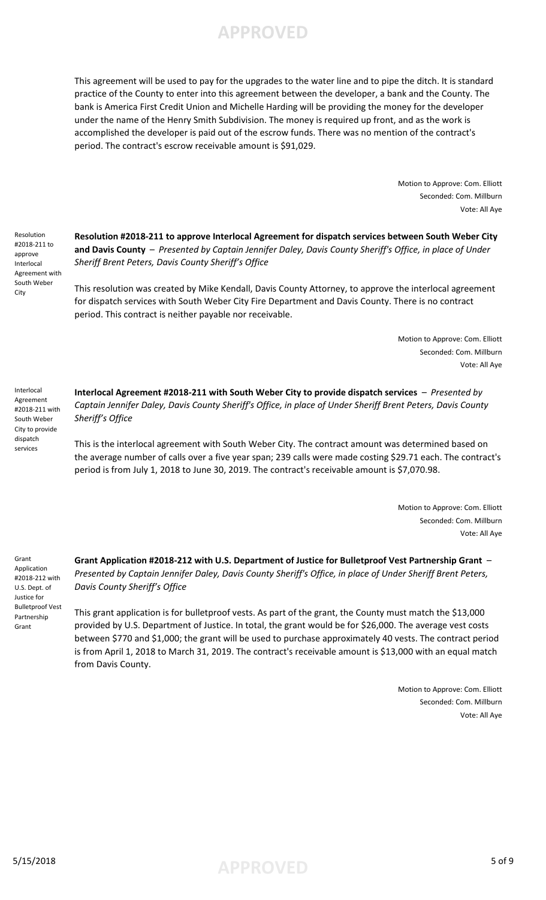This agreement will be used to pay for the upgrades to the water line and to pipe the ditch. It is standard practice of the County to enter into this agreement between the developer, a bank and the County. The bank is America First Credit Union and Michelle Harding will be providing the money for the developer under the name of the Henry Smith Subdivision. The money is required up front, and as the work is accomplished the developer is paid out of the escrow funds. There was no mention of the contract's period. The contract's escrow receivable amount is $91,029.

Motion to Approve: Com. Elliott
Seconded: Com. Millburn
Vote: All Aye

Resolution #2018-211 to approve Interlocal Agreement with South Weber City

**Resolution #2018-211 to approve Interlocal Agreement for dispatch services between South Weber City and Davis County** – *Presented by Captain Jennifer Daley, Davis County Sheriff's Office, in place of Under Sheriff Brent Peters, Davis County Sheriff's Office*

This resolution was created by Mike Kendall, Davis County Attorney, to approve the interlocal agreement for dispatch services with South Weber City Fire Department and Davis County. There is no contract period. This contract is neither payable nor receivable.

Motion to Approve: Com. Elliott
Seconded: Com. Millburn
Vote: All Aye

Interlocal Agreement #2018-211 with South Weber City to provide dispatch services

**Interlocal Agreement #2018-211 with South Weber City to provide dispatch services** – *Presented by Captain Jennifer Daley, Davis County Sheriff's Office, in place of Under Sheriff Brent Peters, Davis County Sheriff's Office*

This is the interlocal agreement with South Weber City. The contract amount was determined based on the average number of calls over a five year span; 239 calls were made costing $29.71 each. The contract's period is from July 1, 2018 to June 30, 2019. The contract's receivable amount is $7,070.98.

Motion to Approve: Com. Elliott
Seconded: Com. Millburn
Vote: All Aye

Grant Application #2018-212 with U.S. Dept. of Justice for Bulletproof Vest Partnership Grant

**Grant Application #2018-212 with U.S. Department of Justice for Bulletproof Vest Partnership Grant** – *Presented by Captain Jennifer Daley, Davis County Sheriff's Office, in place of Under Sheriff Brent Peters, Davis County Sheriff's Office*

This grant application is for bulletproof vests. As part of the grant, the County must match the $13,000 provided by U.S. Department of Justice. In total, the grant would be for $26,000. The average vest costs between $770 and $1,000; the grant will be used to purchase approximately 40 vests. The contract period is from April 1, 2018 to March 31, 2019. The contract's receivable amount is $13,000 with an equal match from Davis County.

Motion to Approve: Com. Elliott
Seconded: Com. Millburn
Vote: All Aye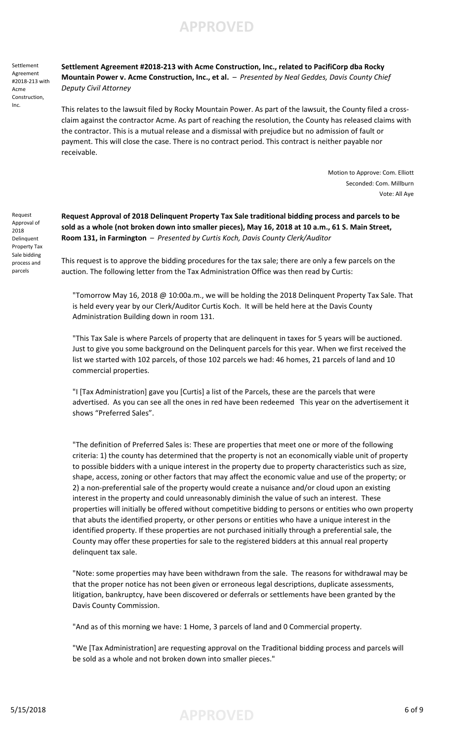**APPROVED**

Settlement Agreement #2018-213 with Acme Construction, Inc.

**Settlement Agreement #2018-213 with Acme Construction, Inc., related to PacifiCorp dba Rocky Mountain Power v. Acme Construction, Inc., et al.** – *Presented by Neal Geddes, Davis County Chief Deputy Civil Attorney*

This relates to the lawsuit filed by Rocky Mountain Power. As part of the lawsuit, the County filed a cross-claim against the contractor Acme. As part of reaching the resolution, the County has released claims with the contractor. This is a mutual release and a dismissal with prejudice but no admission of fault or payment. This will close the case. There is no contract period. This contract is neither payable nor receivable.

Motion to Approve: Com. Elliott
Seconded: Com. Millburn
Vote: All Aye

Request Approval of 2018 Delinquent Property Tax Sale bidding process and parcels

**Request Approval of 2018 Delinquent Property Tax Sale traditional bidding process and parcels to be sold as a whole (not broken down into smaller pieces), May 16, 2018 at 10 a.m., 61 S. Main Street, Room 131, in Farmington** – *Presented by Curtis Koch, Davis County Clerk/Auditor*

This request is to approve the bidding procedures for the tax sale; there are only a few parcels on the auction. The following letter from the Tax Administration Office was then read by Curtis:

> "Tomorrow May 16, 2018 @ 10:00a.m., we will be holding the 2018 Delinquent Property Tax Sale. That is held every year by our Clerk/Auditor Curtis Koch. It will be held here at the Davis County Administration Building down in room 131.
>
> "This Tax Sale is where Parcels of property that are delinquent in taxes for 5 years will be auctioned. Just to give you some background on the Delinquent parcels for this year. When we first received the list we started with 102 parcels, of those 102 parcels we had: 46 homes, 21 parcels of land and 10 commercial properties.
>
> "I [Tax Administration] gave you [Curtis] a list of the Parcels, these are the parcels that were advertised. As you can see all the ones in red have been redeemed This year on the advertisement it shows "Preferred Sales".
>
> "The definition of Preferred Sales is: These are properties that meet one or more of the following criteria: 1) the county has determined that the property is not an economically viable unit of property to possible bidders with a unique interest in the property due to property characteristics such as size, shape, access, zoning or other factors that may affect the economic value and use of the property; or 2) a non-preferential sale of the property would create a nuisance and/or cloud upon an existing interest in the property and could unreasonably diminish the value of such an interest. These properties will initially be offered without competitive bidding to persons or entities who own property that abuts the identified property, or other persons or entities who have a unique interest in the identified property. If these properties are not purchased initially through a preferential sale, the County may offer these properties for sale to the registered bidders at this annual real property delinquent tax sale.
>
> "Note: some properties may have been withdrawn from the sale. The reasons for withdrawal may be that the proper notice has not been given or erroneous legal descriptions, duplicate assessments, litigation, bankruptcy, have been discovered or deferrals or settlements have been granted by the Davis County Commission.
>
> "And as of this morning we have: 1 Home, 3 parcels of land and 0 Commercial property.
>
> "We [Tax Administration] are requesting approval on the Traditional bidding process and parcels will be sold as a whole and not broken down into smaller pieces."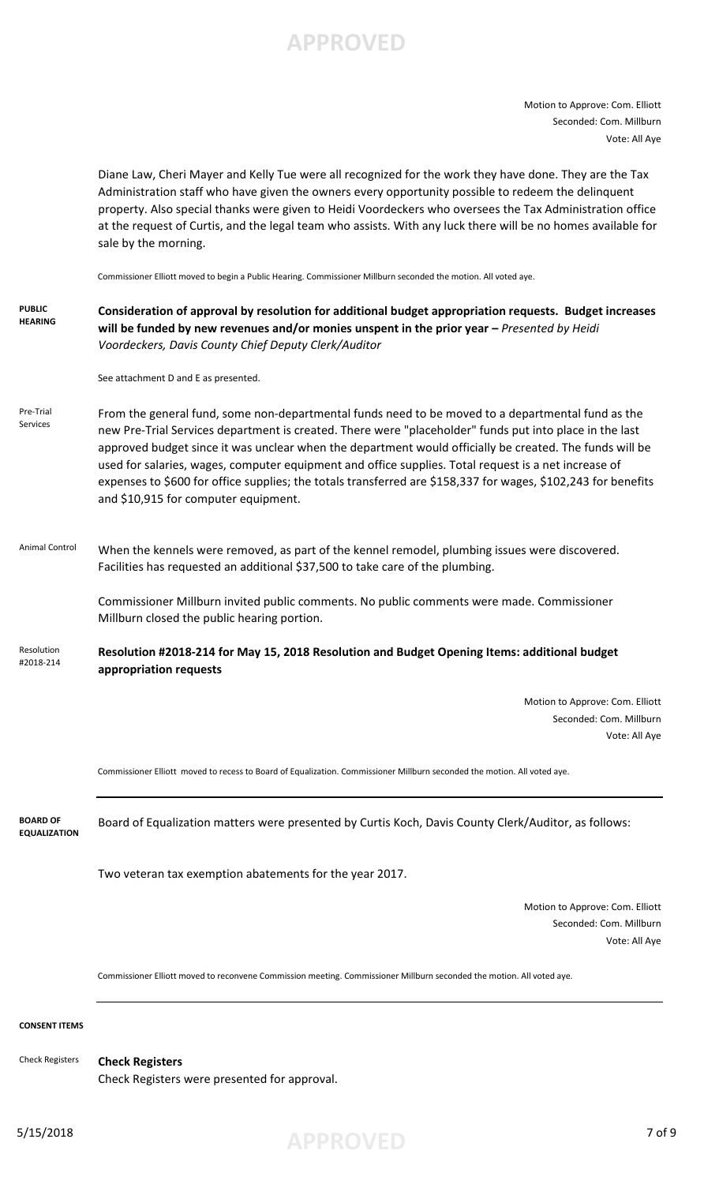Motion to Approve: Com. Elliott
Seconded: Com. Millburn
Vote: All Aye

Diane Law, Cheri Mayer and Kelly Tue were all recognized for the work they have done. They are the Tax Administration staff who have given the owners every opportunity possible to redeem the delinquent property. Also special thanks were given to Heidi Voordeckers who oversees the Tax Administration office at the request of Curtis, and the legal team who assists. With any luck there will be no homes available for sale by the morning.

Commissioner Elliott moved to begin a Public Hearing. Commissioner Millburn seconded the motion. All voted aye.

**PUBLIC HEARING**

**Consideration of approval by resolution for additional budget appropriation requests. Budget increases will be funded by new revenues and/or monies unspent in the prior year –** *Presented by Heidi Voordeckers, Davis County Chief Deputy Clerk/Auditor*

See attachment D and E as presented.

Pre-Trial Services

From the general fund, some non-departmental funds need to be moved to a departmental fund as the new Pre-Trial Services department is created. There were "placeholder" funds put into place in the last approved budget since it was unclear when the department would officially be created. The funds will be used for salaries, wages, computer equipment and office supplies. Total request is a net increase of expenses to $600 for office supplies; the totals transferred are $158,337 for wages, $102,243 for benefits and $10,915 for computer equipment.

Animal Control

When the kennels were removed, as part of the kennel remodel, plumbing issues were discovered. Facilities has requested an additional $37,500 to take care of the plumbing.

Commissioner Millburn invited public comments. No public comments were made. Commissioner Millburn closed the public hearing portion.

Resolution #2018-214

**Resolution #2018-214 for May 15, 2018 Resolution and Budget Opening Items: additional budget appropriation requests**

Motion to Approve: Com. Elliott
Seconded: Com. Millburn
Vote: All Aye

Commissioner Elliott moved to recess to Board of Equalization. Commissioner Millburn seconded the motion. All voted aye.

---

**BOARD OF EQUALIZATION**

Board of Equalization matters were presented by Curtis Koch, Davis County Clerk/Auditor, as follows:

Two veteran tax exemption abatements for the year 2017.

Motion to Approve: Com. Elliott
Seconded: Com. Millburn
Vote: All Aye

Commissioner Elliott moved to reconvene Commission meeting. Commissioner Millburn seconded the motion. All voted aye.

---

**CONSENT ITEMS**

Check Registers

**Check Registers**
Check Registers were presented for approval.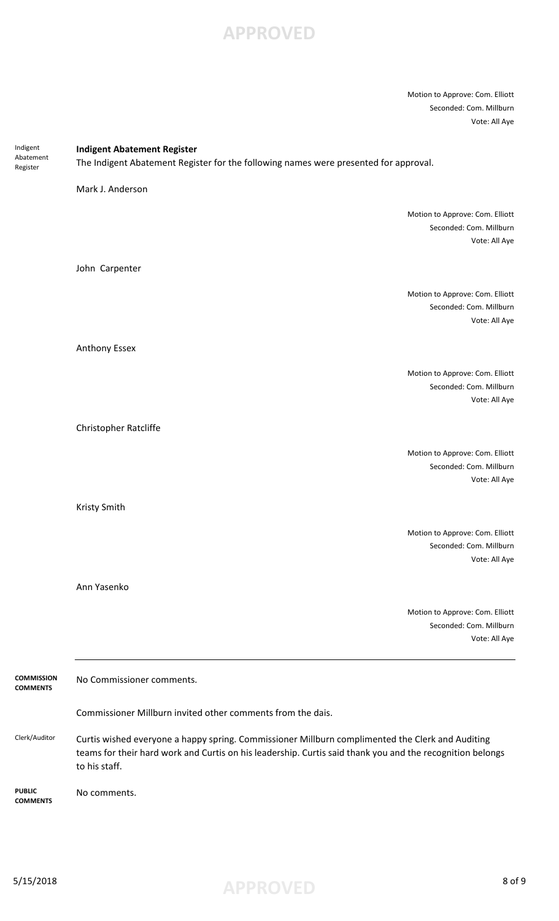Motion to Approve: Com. Elliott
Seconded: Com. Millburn
Vote: All Aye

Indigent Abatement Register

**Indigent Abatement Register**

The Indigent Abatement Register for the following names were presented for approval.

Mark J. Anderson

Motion to Approve: Com. Elliott
Seconded: Com. Millburn
Vote: All Aye

John Carpenter

Motion to Approve: Com. Elliott
Seconded: Com. Millburn
Vote: All Aye

Anthony Essex

Motion to Approve: Com. Elliott
Seconded: Com. Millburn
Vote: All Aye

Christopher Ratcliffe

Motion to Approve: Com. Elliott
Seconded: Com. Millburn
Vote: All Aye

Kristy Smith

Motion to Approve: Com. Elliott
Seconded: Com. Millburn
Vote: All Aye

Ann Yasenko

Motion to Approve: Com. Elliott
Seconded: Com. Millburn
Vote: All Aye

---

**COMMISSION COMMENTS**

No Commissioner comments.

Commissioner Millburn invited other comments from the dais.

Clerk/Auditor

Curtis wished everyone a happy spring. Commissioner Millburn complimented the Clerk and Auditing teams for their hard work and Curtis on his leadership. Curtis said thank you and the recognition belongs to his staff.

**PUBLIC COMMENTS**

No comments.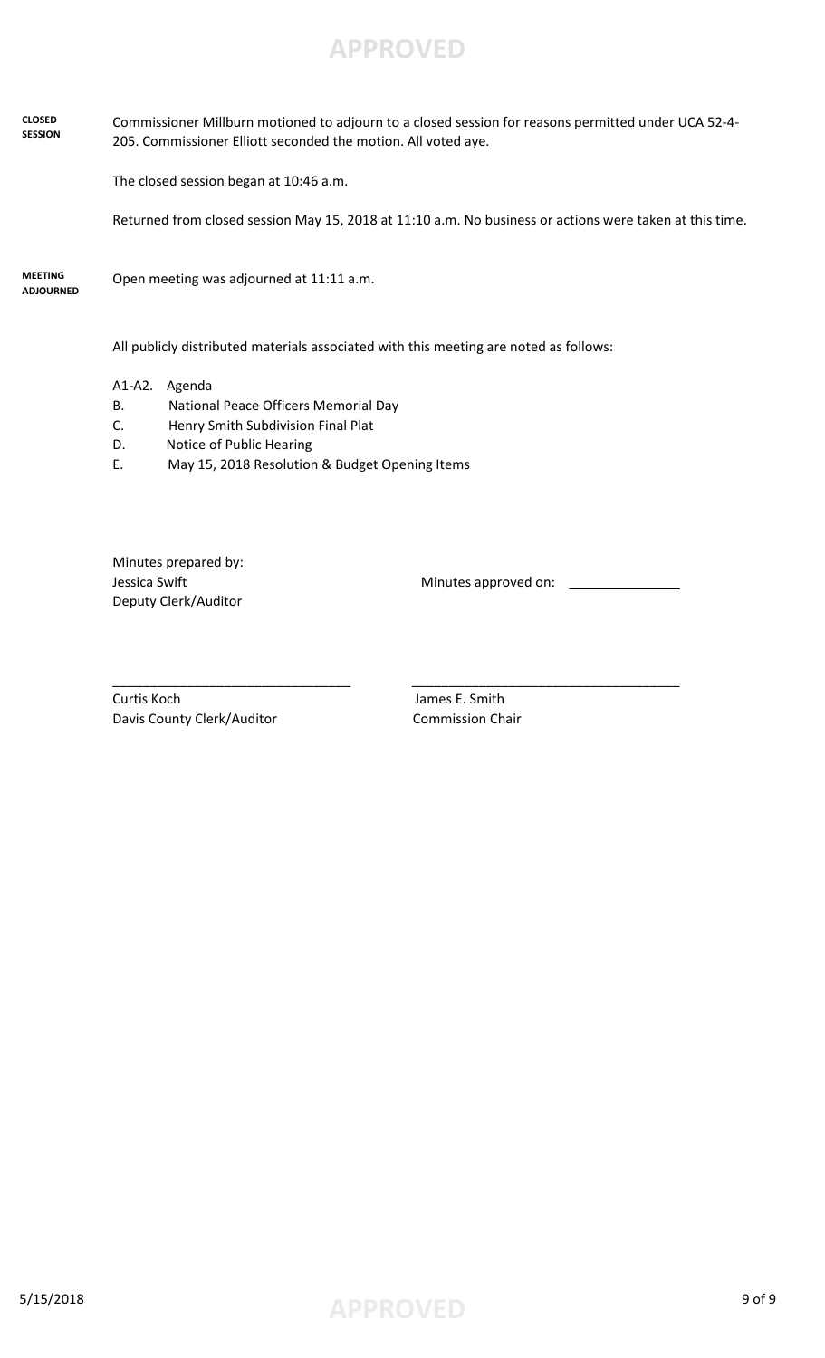APPROVED

**CLOSED SESSION**

Commissioner Millburn motioned to adjourn to a closed session for reasons permitted under UCA 52-4-205. Commissioner Elliott seconded the motion. All voted aye.

The closed session began at 10:46 a.m.

Returned from closed session May 15, 2018 at 11:10 a.m. No business or actions were taken at this time.

**MEETING ADJOURNED**

Open meeting was adjourned at 11:11 a.m.

All publicly distributed materials associated with this meeting are noted as follows:

A1-A2. Agenda
B. National Peace Officers Memorial Day
C. Henry Smith Subdivision Final Plat
D. Notice of Public Hearing
E. May 15, 2018 Resolution & Budget Opening Items

Minutes prepared by:
Jessica Swift
Deputy Clerk/Auditor

Minutes approved on: ______________

_______________________________
Curtis Koch
Davis County Clerk/Auditor

_______________________________
James E. Smith
Commission Chair

5/15/2018 APPROVED